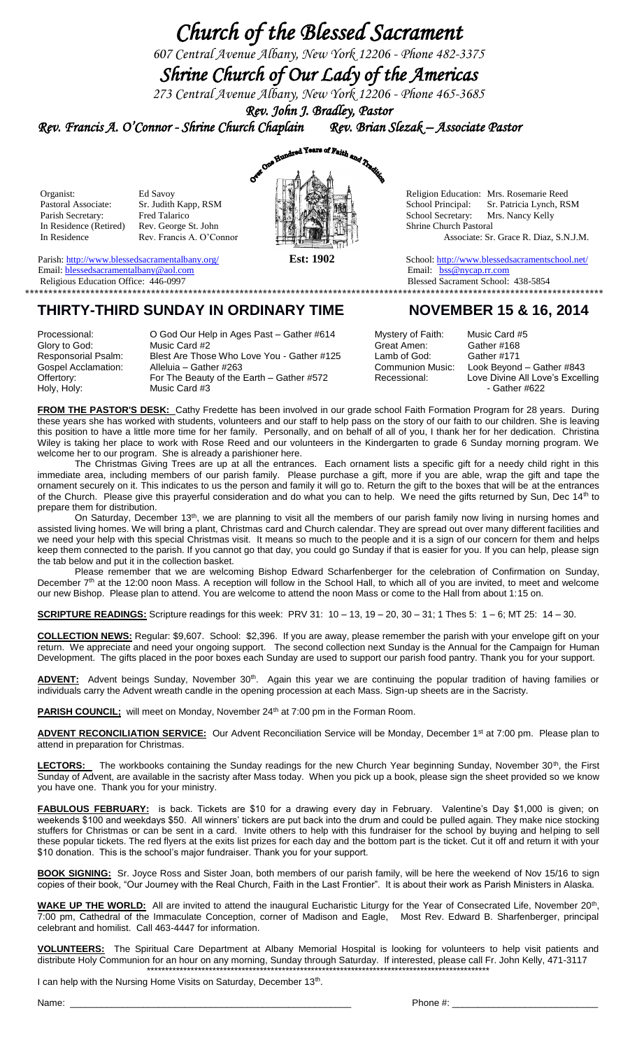# Church of the Blessed Sacrament

*607 Central Avenue Albany, New York 12206 - Phone 482-3375*

# Shrine Church of Our Lady of the Americas

*273 Central Avenue Albany, New York 12206 - Phone 465-3685*

*Rev. John J. Bradley, Pastor*

*Rev. Francis A. O'Connor - Shrine Church Chaplain* *Rev. Brian Slezak – Associate Pastor*

Over One Hundred Years of Faith and Tradition

| | | | |
|---|---|---|---|
| Organist: | Ed Savoy | Religion Education: | Mrs. Rosemarie Reed |
| Pastoral Associate: | Sr. Judith Kapp, RSM | School Principal: | Sr. Patricia Lynch, RSM |
| Parish Secretary: | Fred Talarico | School Secretary: | Mrs. Nancy Kelly |
| In Residence (Retired) | Rev. George St. John | Shrine Church Pastoral | |
| In Residence | Rev. Francis A. O'Connor | Associate: Sr. Grace R. Diaz, S.N.J.M. | |

**Est: 1902**

Parish: http://www.blessedsacramentalbany.org/
Email: blessedsacramentalbany@aol.com
Religious Education Office: 446-0997

School: http://www.blessedsacramentschool.net/
Email: bss@nycap.rr.com
Blessed Sacrament School: 438-5854

## THIRTY-THIRD SUNDAY IN ORDINARY TIME — NOVEMBER 15 & 16, 2014

| | | | |
|---|---|---|---|
| Processional: | O God Our Help in Ages Past – Gather #614 | Mystery of Faith: | Music Card #5 |
| Glory to God: | Music Card #2 | Great Amen: | Gather #168 |
| Responsorial Psalm: | Blest Are Those Who Love You - Gather #125 | Lamb of God: | Gather #171 |
| Gospel Acclamation: | Alleluia – Gather #263 | Communion Music: | Look Beyond – Gather #843 |
| Offertory: | For The Beauty of the Earth – Gather #572 | Recessional: | Love Divine All Love's Excelling - Gather #622 |
| Holy, Holy: | Music Card #3 | | |

**FROM THE PASTOR'S DESK:** Cathy Fredette has been involved in our grade school Faith Formation Program for 28 years. During these years she has worked with students, volunteers and our staff to help pass on the story of our faith to our children. She is leaving this position to have a little more time for her family. Personally, and on behalf of all of you, I thank her for her dedication. Christina Wiley is taking her place to work with Rose Reed and our volunteers in the Kindergarten to grade 6 Sunday morning program. We welcome her to our program. She is already a parishioner here.

The Christmas Giving Trees are up at all the entrances. Each ornament lists a specific gift for a needy child right in this immediate area, including members of our parish family. Please purchase a gift, more if you are able, wrap the gift and tape the ornament securely on it. This indicates to us the person and family it will go to. Return the gift to the boxes that will be at the entrances of the Church. Please give this prayerful consideration and do what you can to help. We need the gifts returned by Sun, Dec 14th to prepare them for distribution.

On Saturday, December 13th, we are planning to visit all the members of our parish family now living in nursing homes and assisted living homes. We will bring a plant, Christmas card and Church calendar. They are spread out over many different facilities and we need your help with this special Christmas visit. It means so much to the people and it is a sign of our concern for them and helps keep them connected to the parish. If you cannot go that day, you could go Sunday if that is easier for you. If you can help, please sign the tab below and put it in the collection basket.

Please remember that we are welcoming Bishop Edward Scharfenberger for the celebration of Confirmation on Sunday, December 7th at the 12:00 noon Mass. A reception will follow in the School Hall, to which all of you are invited, to meet and welcome our new Bishop. Please plan to attend. You are welcome to attend the noon Mass or come to the Hall from about 1:15 on.

**SCRIPTURE READINGS:** Scripture readings for this week: PRV 31: 10 – 13, 19 – 20, 30 – 31; 1 Thes 5: 1 – 6; MT 25: 14 – 30.

**COLLECTION NEWS:** Regular: $9,607. School: $2,396. If you are away, please remember the parish with your envelope gift on your return. We appreciate and need your ongoing support. The second collection next Sunday is the Annual for the Campaign for Human Development. The gifts placed in the poor boxes each Sunday are used to support our parish food pantry. Thank you for your support.

**ADVENT:** Advent beings Sunday, November 30th. Again this year we are continuing the popular tradition of having families or individuals carry the Advent wreath candle in the opening procession at each Mass. Sign-up sheets are in the Sacristy.

**PARISH COUNCIL;** will meet on Monday, November 24th at 7:00 pm in the Forman Room.

**ADVENT RECONCILIATION SERVICE:** Our Advent Reconciliation Service will be Monday, December 1st at 7:00 pm. Please plan to attend in preparation for Christmas.

**LECTORS:** The workbooks containing the Sunday readings for the new Church Year beginning Sunday, November 30th, the First Sunday of Advent, are available in the sacristy after Mass today. When you pick up a book, please sign the sheet provided so we know you have one. Thank you for your ministry.

**FABULOUS FEBRUARY:** is back. Tickets are $10 for a drawing every day in February. Valentine's Day $1,000 is given; on weekends $100 and weekdays $50. All winners' tickers are put back into the drum and could be pulled again. They make nice stocking stuffers for Christmas or can be sent in a card. Invite others to help with this fundraiser for the school by buying and helping to sell these popular tickets. The red flyers at the exits list prizes for each day and the bottom part is the ticket. Cut it off and return it with your $10 donation. This is the school's major fundraiser. Thank you for your support.

**BOOK SIGNING:** Sr. Joyce Ross and Sister Joan, both members of our parish family, will be here the weekend of Nov 15/16 to sign copies of their book, "Our Journey with the Real Church, Faith in the Last Frontier". It is about their work as Parish Ministers in Alaska.

**WAKE UP THE WORLD:** All are invited to attend the inaugural Eucharistic Liturgy for the Year of Consecrated Life, November 20th, 7:00 pm, Cathedral of the Immaculate Conception, corner of Madison and Eagle, Most Rev. Edward B. Sharfenberger, principal celebrant and homilist. Call 463-4447 for information.

**VOLUNTEERS:** The Spiritual Care Department at Albany Memorial Hospital is looking for volunteers to help visit patients and distribute Holy Communion for an hour on any morning, Sunday through Saturday. If interested, please call Fr. John Kelly, 471-3117

I can help with the Nursing Home Visits on Saturday, December 13th.

Name: ______________________________ Phone #: ______________________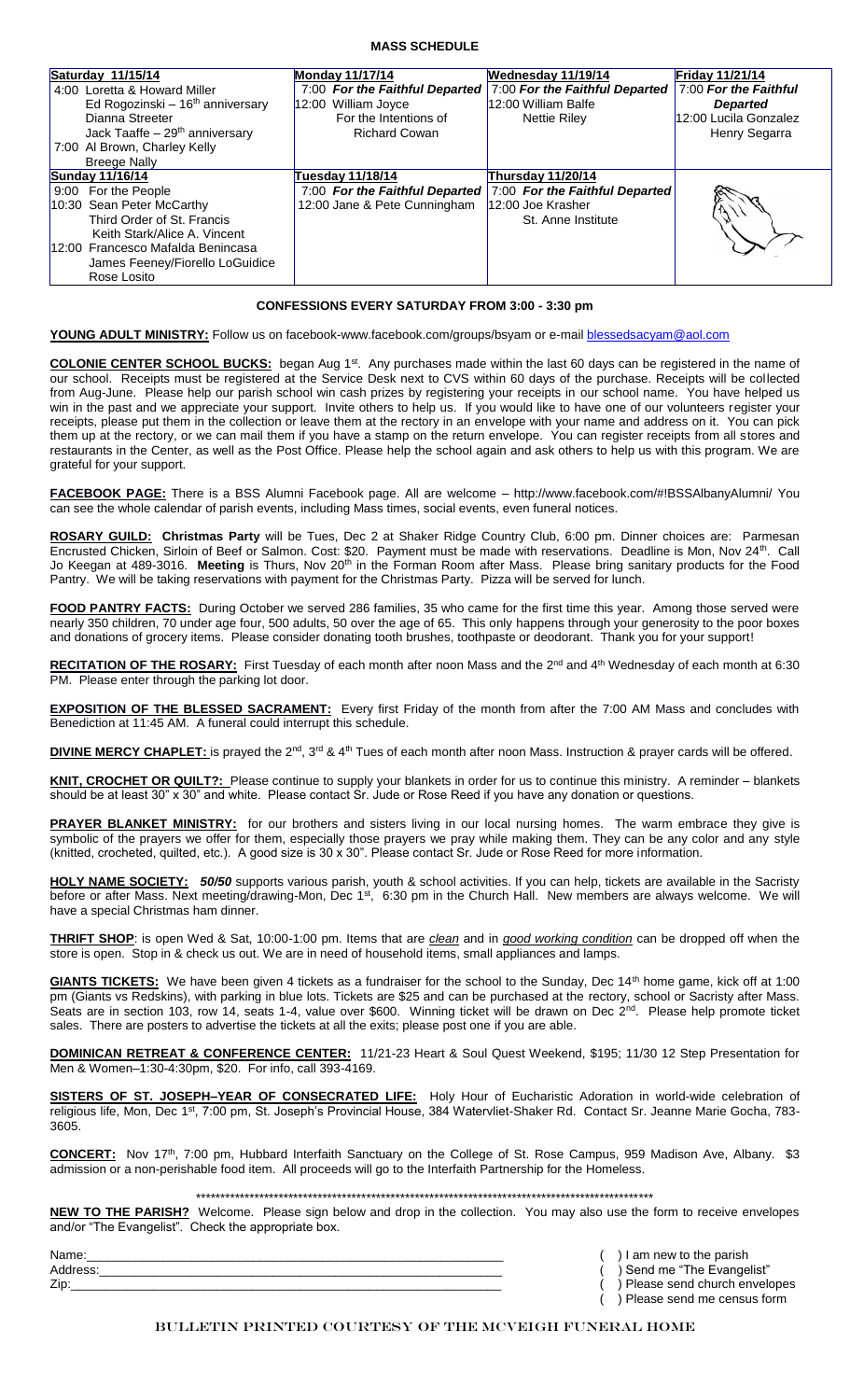**MASS SCHEDULE**

| | | | |
|---|---|---|---|
| **Saturday 11/15/14** | **Monday 11/17/14** | **Wednesday 11/19/14** | **Friday 11/21/14** |
| 4:00 Loretta & Howard Miller<br>Ed Rogozinski – 16th anniversary<br>Dianna Streeter<br>Jack Taaffe – 29th anniversary<br>7:00 Al Brown, Charley Kelly<br>Breege Nally | 7:00 ***For the Faithful Departed***<br>12:00 William Joyce<br>For the Intentions of<br>Richard Cowan | 7:00 ***For the Faithful Departed***<br>12:00 William Balfe<br>Nettie Riley | 7:00 ***For the Faithful Departed***<br>12:00 Lucila Gonzalez<br>Henry Segarra |
| **Sunday 11/16/14** | **Tuesday 11/18/14** | **Thursday 11/20/14** | |
| 9:00 For the People<br>10:30 Sean Peter McCarthy<br>Third Order of St. Francis<br>Keith Stark/Alice A. Vincent<br>12:00 Francesco Mafalda Benincasa<br>James Feeney/Fiorello LoGuidice<br>Rose Losito | 7:00 ***For the Faithful Departed***<br>12:00 Jane & Pete Cunningham | 7:00 ***For the Faithful Departed***<br>12:00 Joe Krasher<br>St. Anne Institute | |

**CONFESSIONS EVERY SATURDAY FROM 3:00 - 3:30 pm**

**YOUNG ADULT MINISTRY:** Follow us on facebook-www.facebook.com/groups/bsyam or e-mail blessedsacyam@aol.com

**COLONIE CENTER SCHOOL BUCKS:** began Aug 1st. Any purchases made within the last 60 days can be registered in the name of our school. Receipts must be registered at the Service Desk next to CVS within 60 days of the purchase. Receipts will be collected from Aug-June. Please help our parish school win cash prizes by registering your receipts in our school name. You have helped us win in the past and we appreciate your support. Invite others to help us. If you would like to have one of our volunteers register your receipts, please put them in the collection or leave them at the rectory in an envelope with your name and address on it. You can pick them up at the rectory, or we can mail them if you have a stamp on the return envelope. You can register receipts from all stores and restaurants in the Center, as well as the Post Office. Please help the school again and ask others to help us with this program. We are grateful for your support.

**FACEBOOK PAGE:** There is a BSS Alumni Facebook page. All are welcome – http://www.facebook.com/#!BSSAlbanyAlumni/ You can see the whole calendar of parish events, including Mass times, social events, even funeral notices.

**ROSARY GUILD: Christmas Party** will be Tues, Dec 2 at Shaker Ridge Country Club, 6:00 pm. Dinner choices are: Parmesan Encrusted Chicken, Sirloin of Beef or Salmon. Cost: $20. Payment must be made with reservations. Deadline is Mon, Nov 24th. Call Jo Keegan at 489-3016. **Meeting** is Thurs, Nov 20th in the Forman Room after Mass. Please bring sanitary products for the Food Pantry. We will be taking reservations with payment for the Christmas Party. Pizza will be served for lunch.

**FOOD PANTRY FACTS:** During October we served 286 families, 35 who came for the first time this year. Among those served were nearly 350 children, 70 under age four, 500 adults, 50 over the age of 65. This only happens through your generosity to the poor boxes and donations of grocery items. Please consider donating tooth brushes, toothpaste or deodorant. Thank you for your support!

**RECITATION OF THE ROSARY:** First Tuesday of each month after noon Mass and the 2nd and 4th Wednesday of each month at 6:30 PM. Please enter through the parking lot door.

**EXPOSITION OF THE BLESSED SACRAMENT:** Every first Friday of the month from after the 7:00 AM Mass and concludes with Benediction at 11:45 AM. A funeral could interrupt this schedule.

**DIVINE MERCY CHAPLET:** is prayed the 2nd, 3rd & 4th Tues of each month after noon Mass. Instruction & prayer cards will be offered.

**KNIT, CROCHET OR QUILT?:** Please continue to supply your blankets in order for us to continue this ministry. A reminder – blankets should be at least 30" x 30" and white. Please contact Sr. Jude or Rose Reed if you have any donation or questions.

**PRAYER BLANKET MINISTRY:** for our brothers and sisters living in our local nursing homes. The warm embrace they give is symbolic of the prayers we offer for them, especially those prayers we pray while making them. They can be any color and any style (knitted, crocheted, quilted, etc.). A good size is 30 x 30". Please contact Sr. Jude or Rose Reed for more information.

**HOLY NAME SOCIETY:** ***50/50*** supports various parish, youth & school activities. If you can help, tickets are available in the Sacristy before or after Mass. Next meeting/drawing-Mon, Dec 1st, 6:30 pm in the Church Hall. New members are always welcome. We will have a special Christmas ham dinner.

**THRIFT SHOP**: is open Wed & Sat, 10:00-1:00 pm. Items that are *clean* and in *good working condition* can be dropped off when the store is open. Stop in & check us out. We are in need of household items, small appliances and lamps.

**GIANTS TICKETS:** We have been given 4 tickets as a fundraiser for the school to the Sunday, Dec 14th home game, kick off at 1:00 pm (Giants vs Redskins), with parking in blue lots. Tickets are $25 and can be purchased at the rectory, school or Sacristy after Mass. Seats are in section 103, row 14, seats 1-4, value over $600. Winning ticket will be drawn on Dec 2nd. Please help promote ticket sales. There are posters to advertise the tickets at all the exits; please post one if you are able.

**DOMINICAN RETREAT & CONFERENCE CENTER:** 11/21-23 Heart & Soul Quest Weekend, $195; 11/30 12 Step Presentation for Men & Women–1:30-4:30pm, $20. For info, call 393-4169.

**SISTERS OF ST. JOSEPH–YEAR OF CONSECRATED LIFE:** Holy Hour of Eucharistic Adoration in world-wide celebration of religious life, Mon, Dec 1st, 7:00 pm, St. Joseph's Provincial House, 384 Watervliet-Shaker Rd. Contact Sr. Jeanne Marie Gocha, 783-3605.

**CONCERT:** Nov 17th, 7:00 pm, Hubbard Interfaith Sanctuary on the College of St. Rose Campus, 959 Madison Ave, Albany. $3 admission or a non-perishable food item. All proceeds will go to the Interfaith Partnership for the Homeless.

\*\*\*\*\*\*\*\*\*\*\*\*\*\*\*\*\*\*\*\*\*\*\*\*\*\*\*\*\*\*\*\*\*\*\*\*\*\*\*\*\*\*\*\*\*\*\*\*\*\*\*\*\*\*\*\*\*\*\*\*\*\*\*\*\*\*\*\*\*\*\*\*\*\*\*\*\*\*\*\*\*\*\*\*\*\*\*\*\*\*

**NEW TO THE PARISH?** Welcome. Please sign below and drop in the collection. You may also use the form to receive envelopes and/or "The Evangelist". Check the appropriate box.

Name:_______________________________________________  ( ) I am new to the parish
Address:_____________________________________________  ( ) Send me "The Evangelist"
Zip:_________________________________________________  ( ) Please send church envelopes
( ) Please send me census form

BULLETIN PRINTED COURTESY OF THE MCVEIGH FUNERAL HOME